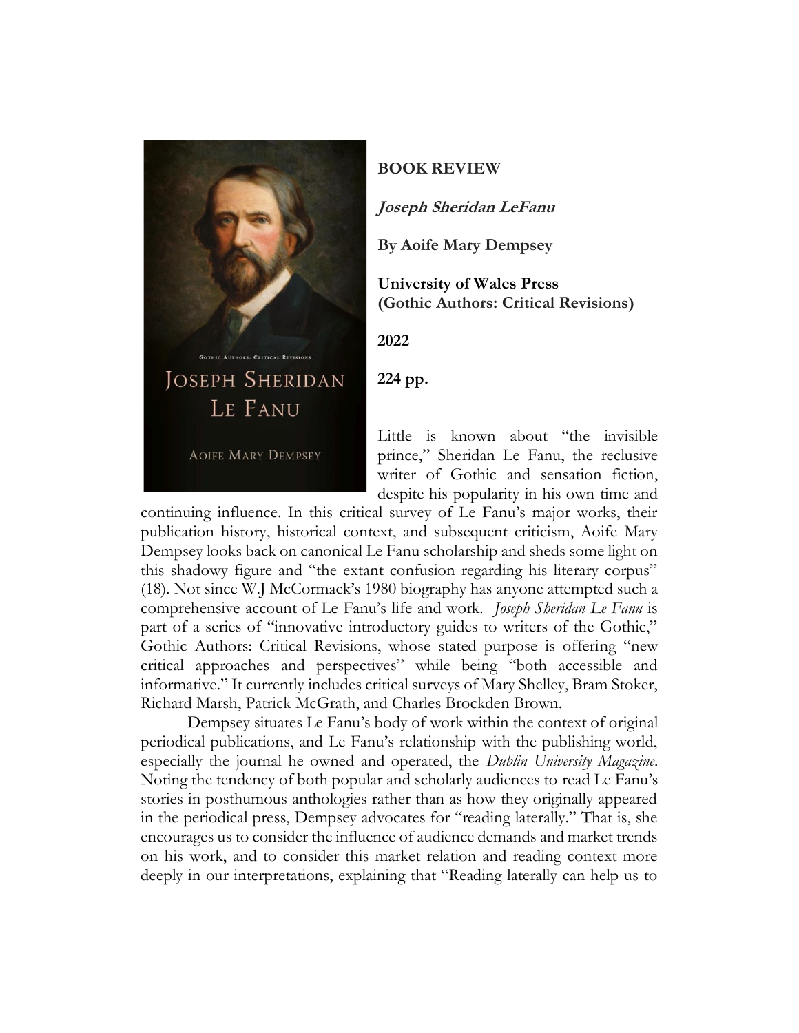**BOOK REVIEW**

***Joseph Sheridan LeFanu***

**By Aoife Mary Dempsey**

**University of Wales Press (Gothic Authors: Critical Revisions)**

**2022**

**224 pp.**

Little is known about "the invisible prince," Sheridan Le Fanu, the reclusive writer of Gothic and sensation fiction, despite his popularity in his own time and continuing influence. In this critical survey of Le Fanu's major works, their publication history, historical context, and subsequent criticism, Aoife Mary Dempsey looks back on canonical Le Fanu scholarship and sheds some light on this shadowy figure and "the extant confusion regarding his literary corpus" (18). Not since W.J McCormack's 1980 biography has anyone attempted such a comprehensive account of Le Fanu's life and work. *Joseph Sheridan Le Fanu* is part of a series of "innovative introductory guides to writers of the Gothic," Gothic Authors: Critical Revisions, whose stated purpose is offering "new critical approaches and perspectives" while being "both accessible and informative." It currently includes critical surveys of Mary Shelley, Bram Stoker, Richard Marsh, Patrick McGrath, and Charles Brockden Brown.

Dempsey situates Le Fanu's body of work within the context of original periodical publications, and Le Fanu's relationship with the publishing world, especially the journal he owned and operated, the *Dublin University Magazine*. Noting the tendency of both popular and scholarly audiences to read Le Fanu's stories in posthumous anthologies rather than as how they originally appeared in the periodical press, Dempsey advocates for "reading laterally." That is, she encourages us to consider the influence of audience demands and market trends on his work, and to consider this market relation and reading context more deeply in our interpretations, explaining that "Reading laterally can help us to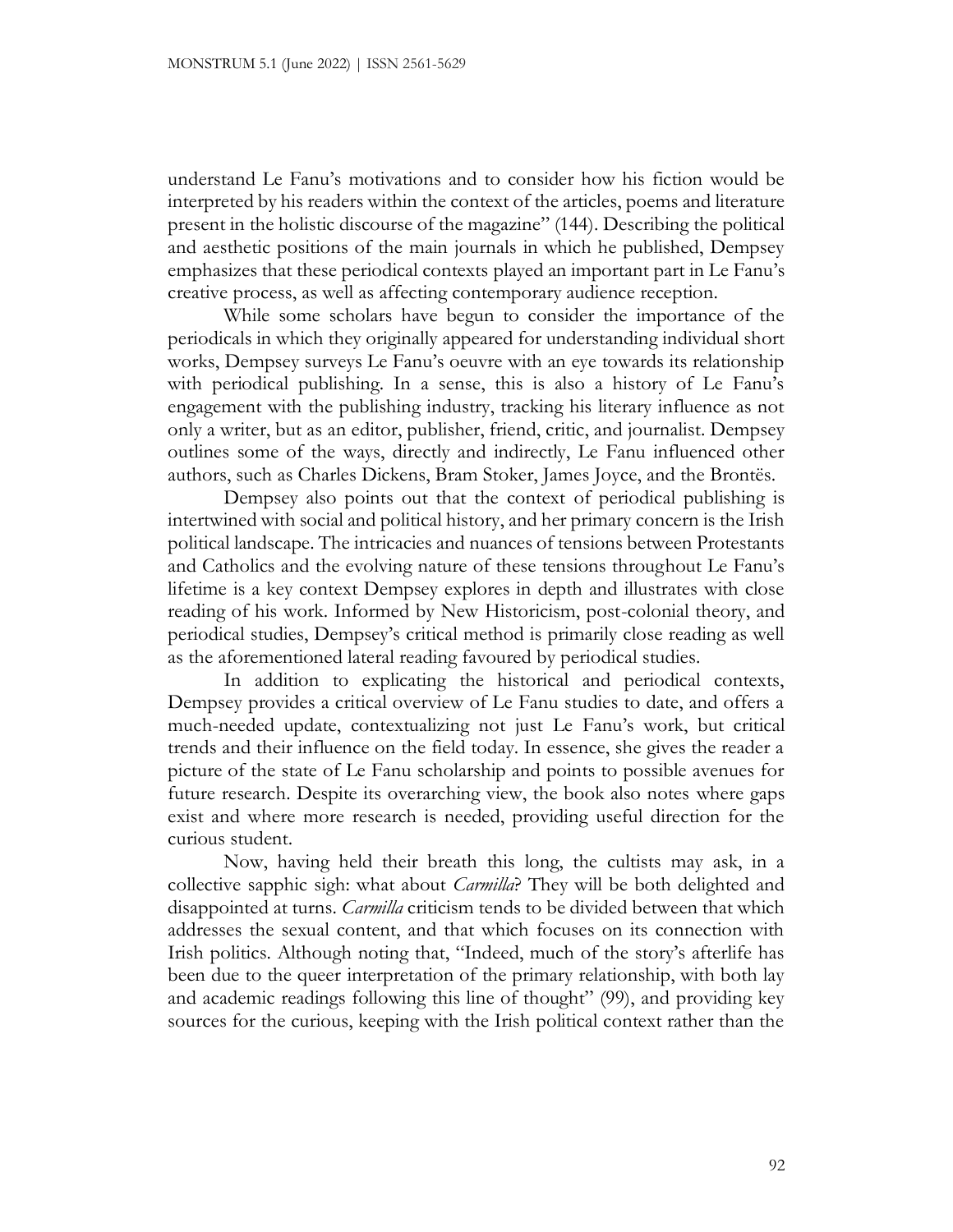understand Le Fanu's motivations and to consider how his fiction would be interpreted by his readers within the context of the articles, poems and literature present in the holistic discourse of the magazine" (144). Describing the political and aesthetic positions of the main journals in which he published, Dempsey emphasizes that these periodical contexts played an important part in Le Fanu's creative process, as well as affecting contemporary audience reception.

While some scholars have begun to consider the importance of the periodicals in which they originally appeared for understanding individual short works, Dempsey surveys Le Fanu's oeuvre with an eye towards its relationship with periodical publishing. In a sense, this is also a history of Le Fanu's engagement with the publishing industry, tracking his literary influence as not only a writer, but as an editor, publisher, friend, critic, and journalist. Dempsey outlines some of the ways, directly and indirectly, Le Fanu influenced other authors, such as Charles Dickens, Bram Stoker, James Joyce, and the Brontës.

Dempsey also points out that the context of periodical publishing is intertwined with social and political history, and her primary concern is the Irish political landscape. The intricacies and nuances of tensions between Protestants and Catholics and the evolving nature of these tensions throughout Le Fanu's lifetime is a key context Dempsey explores in depth and illustrates with close reading of his work. Informed by New Historicism, post-colonial theory, and periodical studies, Dempsey's critical method is primarily close reading as well as the aforementioned lateral reading favoured by periodical studies.

In addition to explicating the historical and periodical contexts, Dempsey provides a critical overview of Le Fanu studies to date, and offers a much-needed update, contextualizing not just Le Fanu's work, but critical trends and their influence on the field today. In essence, she gives the reader a picture of the state of Le Fanu scholarship and points to possible avenues for future research. Despite its overarching view, the book also notes where gaps exist and where more research is needed, providing useful direction for the curious student.

Now, having held their breath this long, the cultists may ask, in a collective sapphic sigh: what about *Carmilla*? They will be both delighted and disappointed at turns. *Carmilla* criticism tends to be divided between that which addresses the sexual content, and that which focuses on its connection with Irish politics. Although noting that, "Indeed, much of the story's afterlife has been due to the queer interpretation of the primary relationship, with both lay and academic readings following this line of thought" (99), and providing key sources for the curious, keeping with the Irish political context rather than the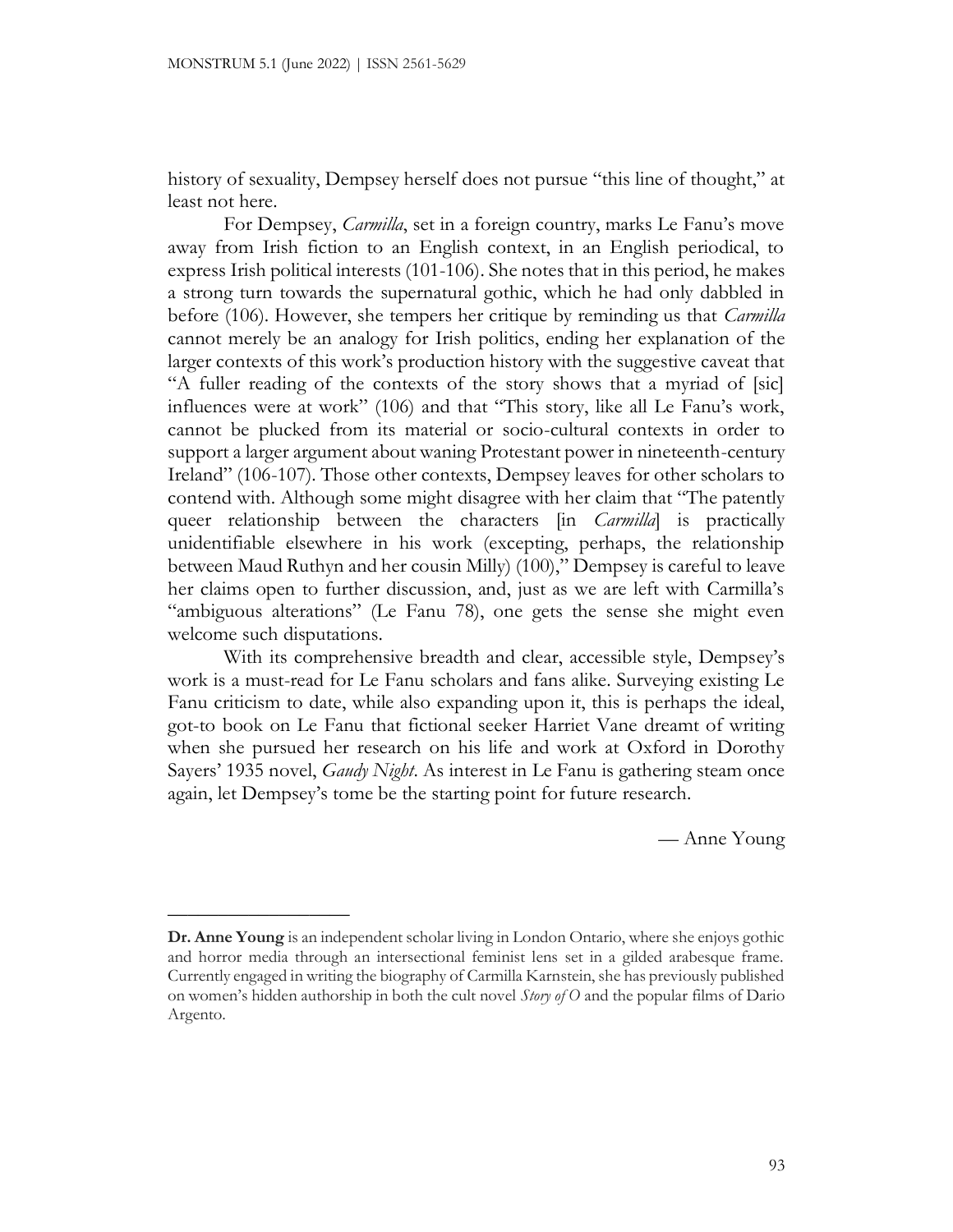history of sexuality, Dempsey herself does not pursue "this line of thought," at least not here.

For Dempsey, *Carmilla*, set in a foreign country, marks Le Fanu's move away from Irish fiction to an English context, in an English periodical, to express Irish political interests (101-106). She notes that in this period, he makes a strong turn towards the supernatural gothic, which he had only dabbled in before (106). However, she tempers her critique by reminding us that *Carmilla* cannot merely be an analogy for Irish politics, ending her explanation of the larger contexts of this work's production history with the suggestive caveat that "A fuller reading of the contexts of the story shows that a myriad of [sic] influences were at work" (106) and that "This story, like all Le Fanu's work, cannot be plucked from its material or socio-cultural contexts in order to support a larger argument about waning Protestant power in nineteenth-century Ireland" (106-107). Those other contexts, Dempsey leaves for other scholars to contend with. Although some might disagree with her claim that "The patently queer relationship between the characters [in *Carmilla*] is practically unidentifiable elsewhere in his work (excepting, perhaps, the relationship between Maud Ruthyn and her cousin Milly) (100)," Dempsey is careful to leave her claims open to further discussion, and, just as we are left with Carmilla's "ambiguous alterations" (Le Fanu 78), one gets the sense she might even welcome such disputations.

With its comprehensive breadth and clear, accessible style, Dempsey's work is a must-read for Le Fanu scholars and fans alike. Surveying existing Le Fanu criticism to date, while also expanding upon it, this is perhaps the ideal, got-to book on Le Fanu that fictional seeker Harriet Vane dreamt of writing when she pursued her research on his life and work at Oxford in Dorothy Sayers' 1935 novel, *Gaudy Night*. As interest in Le Fanu is gathering steam once again, let Dempsey's tome be the starting point for future research.

— Anne Young

---

**Dr. Anne Young** is an independent scholar living in London Ontario, where she enjoys gothic and horror media through an intersectional feminist lens set in a gilded arabesque frame. Currently engaged in writing the biography of Carmilla Karnstein, she has previously published on women's hidden authorship in both the cult novel *Story of O* and the popular films of Dario Argento.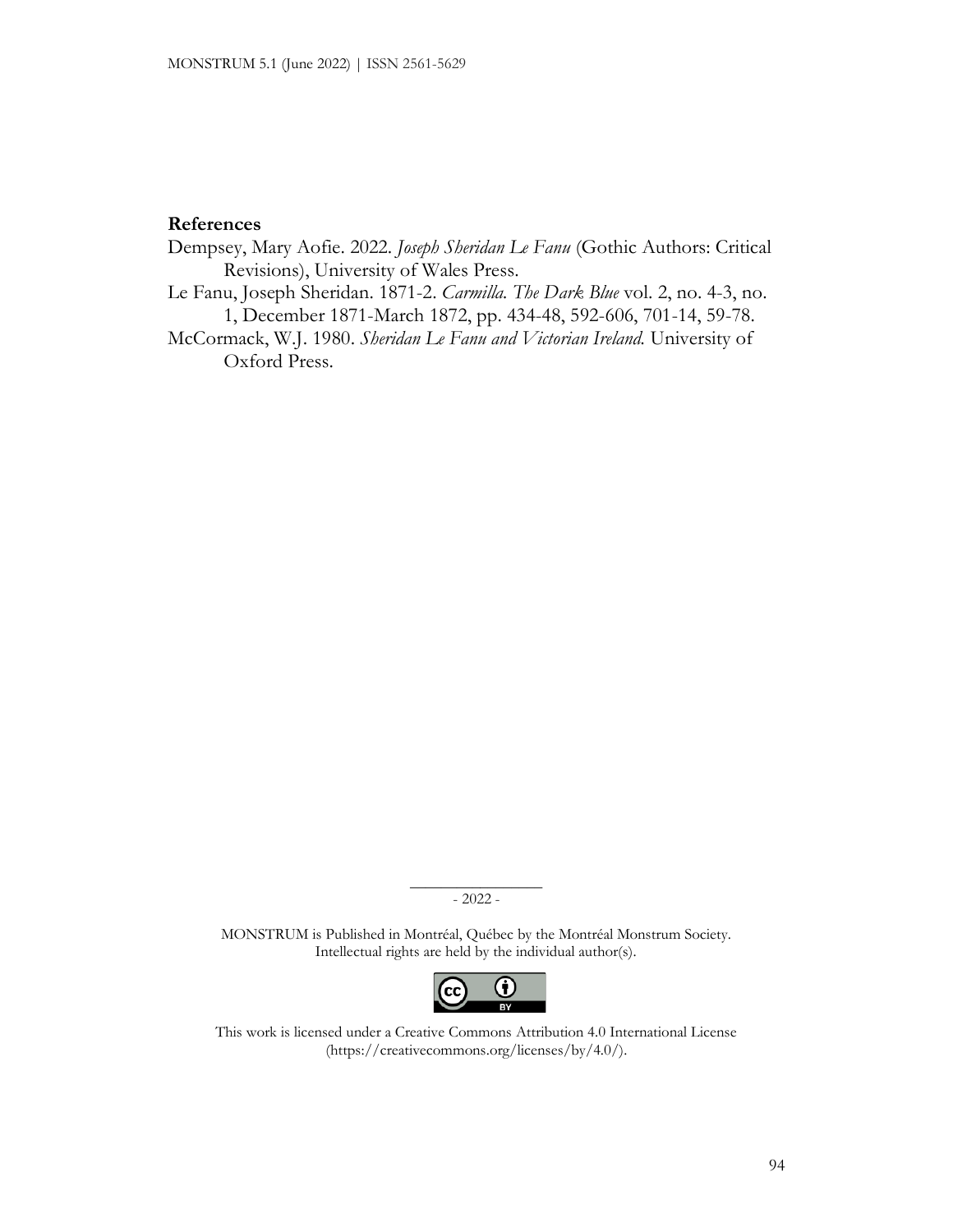## References

Dempsey, Mary Aofie. 2022. *Joseph Sheridan Le Fanu* (Gothic Authors: Critical Revisions), University of Wales Press.

Le Fanu, Joseph Sheridan. 1871-2. *Carmilla. The Dark Blue* vol. 2, no. 4-3, no. 1, December 1871-March 1872, pp. 434-48, 592-606, 701-14, 59-78.

McCormack, W.J. 1980. *Sheridan Le Fanu and Victorian Ireland.* University of Oxford Press.

\_\_\_\_\_\_\_\_\_\_\_\_\_\_\_\_

\- 2022 -

MONSTRUM is Published in Montréal, Québec by the Montréal Monstrum Society. Intellectual rights are held by the individual author(s).

This work is licensed under a Creative Commons Attribution 4.0 International License (https://creativecommons.org/licenses/by/4.0/).